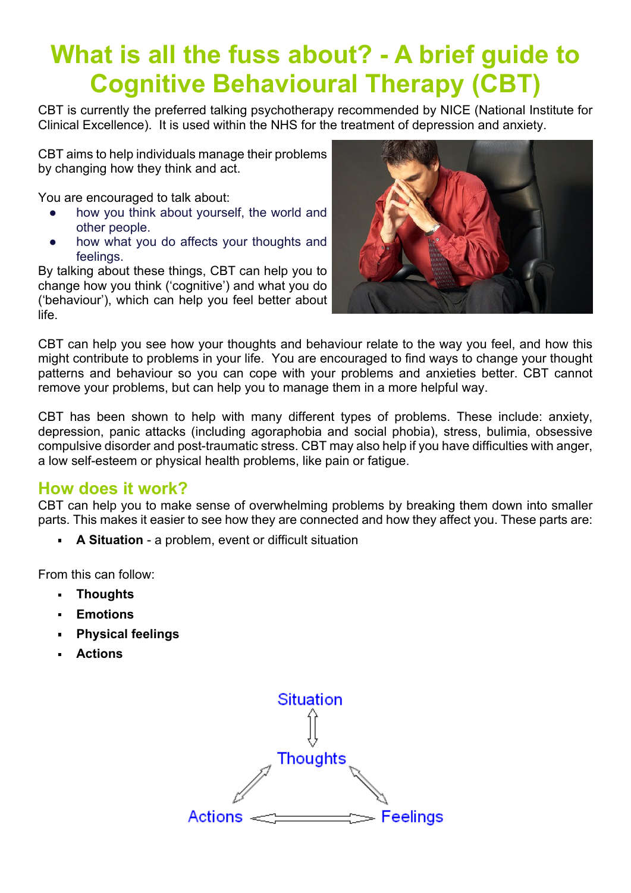# What is all the fuss about? - A brief guide to Cognitive Behavioural Therapy (CBT)

CBT is currently the preferred talking psychotherapy recommended by NICE (National Institute for Clinical Excellence). It is used within the NHS for the treatment of depression and anxiety.

CBT aims to help individuals manage their problems by changing how they think and act.

You are encouraged to talk about:

- how you think about yourself, the world and other people.
- how what you do affects your thoughts and feelings.

By talking about these things, CBT can help you to change how you think ('cognitive') and what you do ('behaviour'), which can help you feel better about life.

CBT can help you see how your thoughts and behaviour relate to the way you feel, and how this might contribute to problems in your life. You are encouraged to find ways to change your thought patterns and behaviour so you can cope with your problems and anxieties better. CBT cannot remove your problems, but can help you to manage them in a more helpful way.

CBT has been shown to help with many different types of problems. These include: anxiety, depression, panic attacks (including agoraphobia and social phobia), stress, bulimia, obsessive compulsive disorder and post-traumatic stress. CBT may also help if you have difficulties with anger, a low self-esteem or physical health problems, like pain or fatigue.

## How does it work?

CBT can help you to make sense of overwhelming problems by breaking them down into smaller parts. This makes it easier to see how they are connected and how they affect you. These parts are:

- **A Situation** - a problem, event or difficult situation

From this can follow:

- **Thoughts**
- **Emotions**
- **Physical feelings**
- **Actions**

Situation ⇕ Thoughts

Thoughts ⇔ Actions, Thoughts ⇔ Feelings, Actions ⇔ Feelings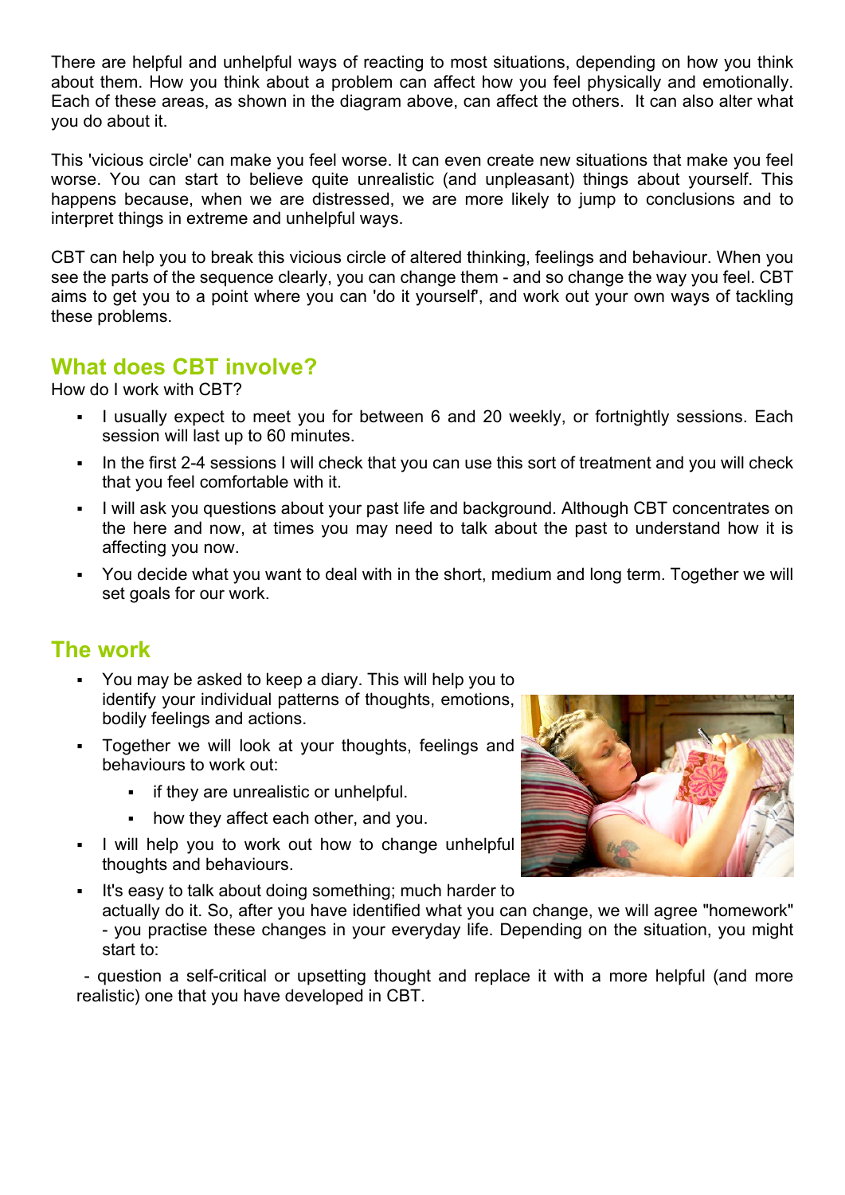There are helpful and unhelpful ways of reacting to most situations, depending on how you think about them. How you think about a problem can affect how you feel physically and emotionally. Each of these areas, as shown in the diagram above, can affect the others. It can also alter what you do about it.

This 'vicious circle' can make you feel worse. It can even create new situations that make you feel worse. You can start to believe quite unrealistic (and unpleasant) things about yourself. This happens because, when we are distressed, we are more likely to jump to conclusions and to interpret things in extreme and unhelpful ways.

CBT can help you to break this vicious circle of altered thinking, feelings and behaviour. When you see the parts of the sequence clearly, you can change them - and so change the way you feel. CBT aims to get you to a point where you can 'do it yourself', and work out your own ways of tackling these problems.

## What does CBT involve?

How do I work with CBT?

- I usually expect to meet you for between 6 and 20 weekly, or fortnightly sessions. Each session will last up to 60 minutes.
- In the first 2-4 sessions I will check that you can use this sort of treatment and you will check that you feel comfortable with it.
- I will ask you questions about your past life and background. Although CBT concentrates on the here and now, at times you may need to talk about the past to understand how it is affecting you now.
- You decide what you want to deal with in the short, medium and long term. Together we will set goals for our work.

## The work

- You may be asked to keep a diary. This will help you to identify your individual patterns of thoughts, emotions, bodily feelings and actions.
- Together we will look at your thoughts, feelings and behaviours to work out:
  - if they are unrealistic or unhelpful.
  - how they affect each other, and you.
- I will help you to work out how to change unhelpful thoughts and behaviours.
- It's easy to talk about doing something; much harder to actually do it. So, after you have identified what you can change, we will agree "homework" - you practise these changes in your everyday life. Depending on the situation, you might start to:

  - question a self-critical or upsetting thought and replace it with a more helpful (and more realistic) one that you have developed in CBT.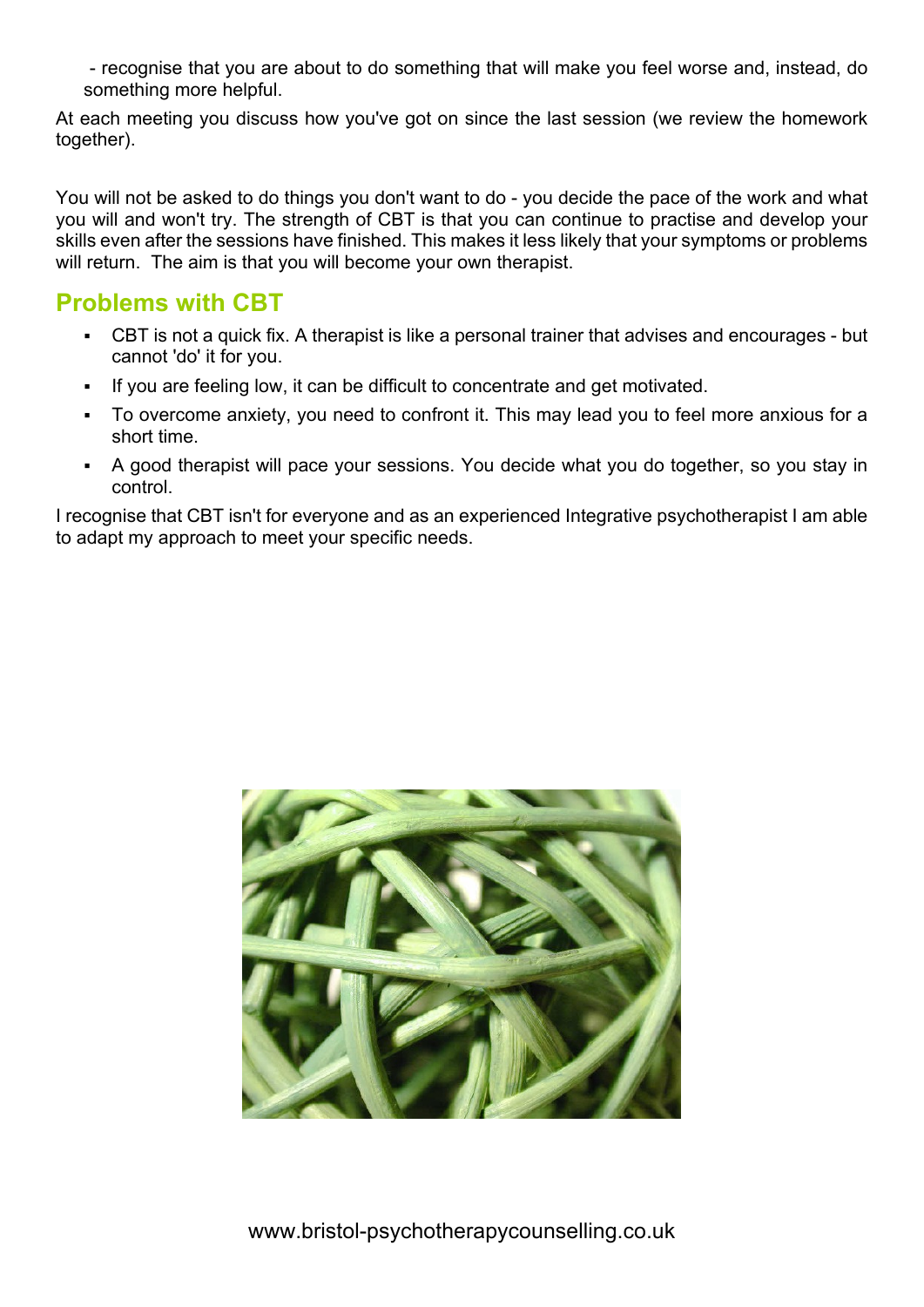- recognise that you are about to do something that will make you feel worse and, instead, do something more helpful.

At each meeting you discuss how you've got on since the last session (we review the homework together).

You will not be asked to do things you don't want to do - you decide the pace of the work and what you will and won't try. The strength of CBT is that you can continue to practise and develop your skills even after the sessions have finished. This makes it less likely that your symptoms or problems will return. The aim is that you will become your own therapist.

## Problems with CBT

- CBT is not a quick fix. A therapist is like a personal trainer that advises and encourages - but cannot 'do' it for you.
- If you are feeling low, it can be difficult to concentrate and get motivated.
- To overcome anxiety, you need to confront it. This may lead you to feel more anxious for a short time.
- A good therapist will pace your sessions. You decide what you do together, so you stay in control.

I recognise that CBT isn't for everyone and as an experienced Integrative psychotherapist I am able to adapt my approach to meet your specific needs.

www.bristol-psychotherapycounselling.co.uk